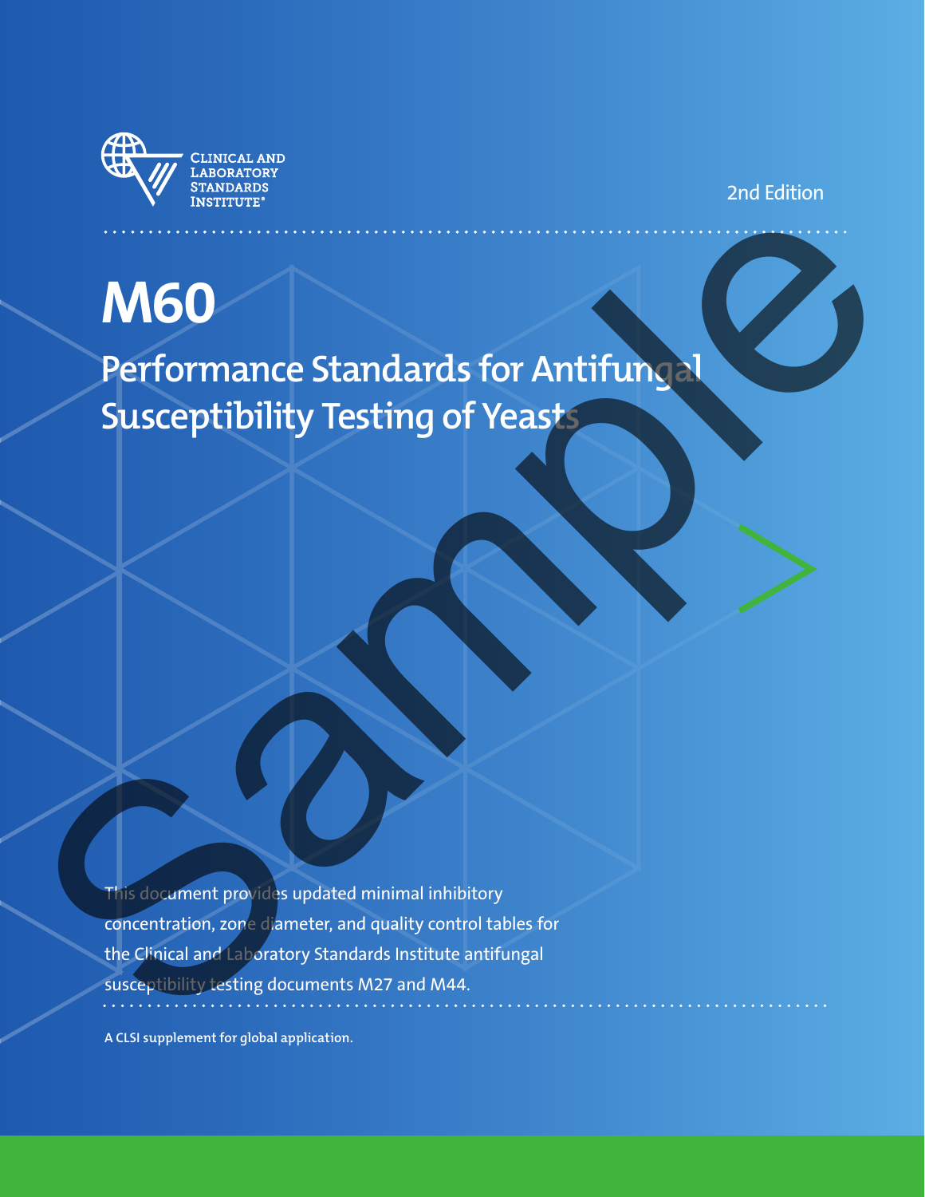Clinical and Laboratory Standards Institute

2nd Edition

# M60

## Performance Standards for Antifungal Susceptibility Testing of Yeasts

This document provides updated minimal inhibitory concentration, zone diameter, and quality control tables for the Clinical and Laboratory Standards Institute antifungal susceptibility testing documents M27 and M44.

**A CLSI supplement for global application.**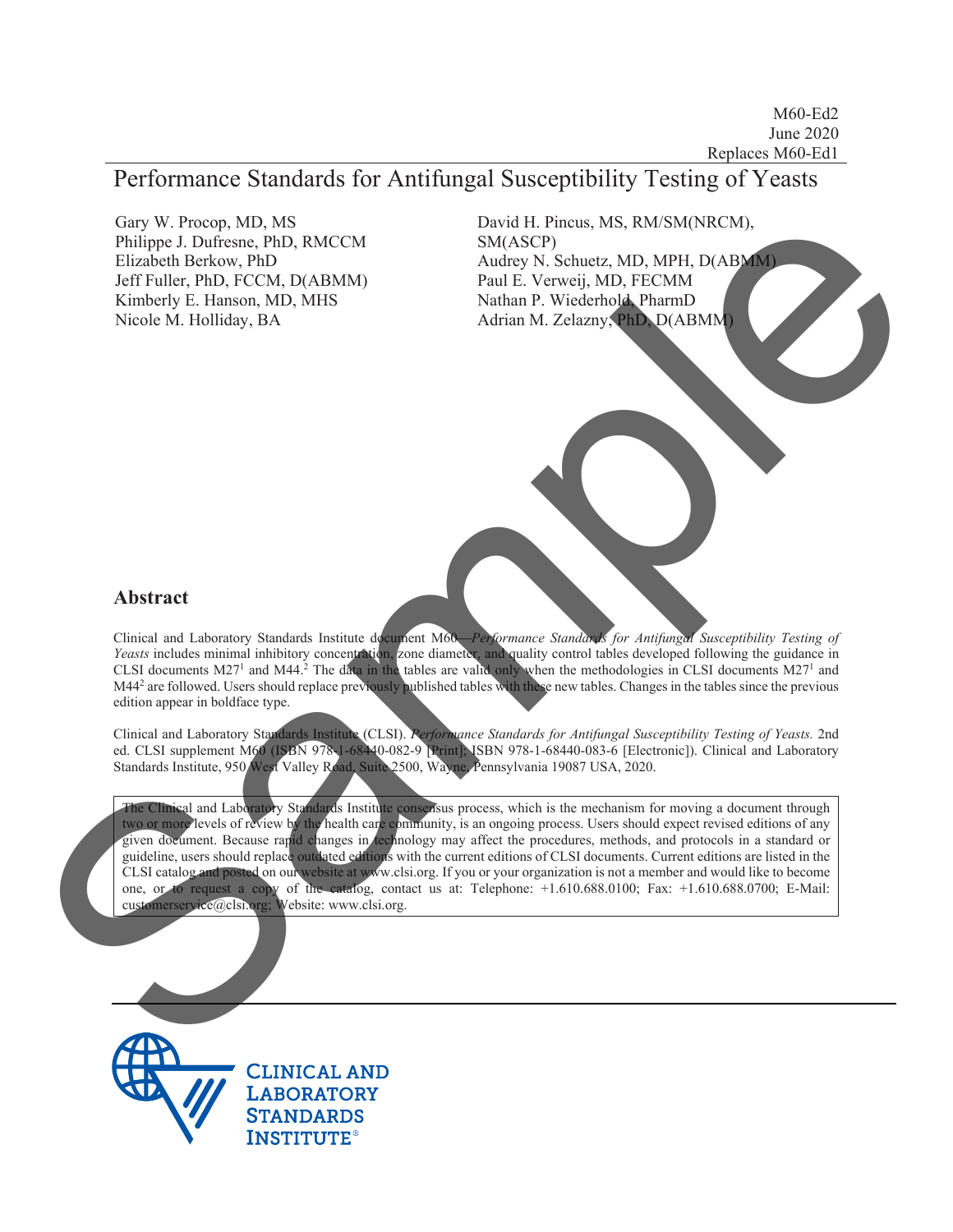M60-Ed2
June 2020
Replaces M60-Ed1

# Performance Standards for Antifungal Susceptibility Testing of Yeasts

Gary W. Procop, MD, MS
Philippe J. Dufresne, PhD, RMCCM
Elizabeth Berkow, PhD
Jeff Fuller, PhD, FCCM, D(ABMM)
Kimberly E. Hanson, MD, MHS
Nicole M. Holliday, BA
David H. Pincus, MS, RM/SM(NRCM), SM(ASCP)
Audrey N. Schuetz, MD, MPH, D(ABMM)
Paul E. Verweij, MD, FECMM
Nathan P. Wiederhold, PharmD
Adrian M. Zelazny, PhD, D(ABMM)

## Abstract

Clinical and Laboratory Standards Institute document M60—*Performance Standards for Antifungal Susceptibility Testing of Yeasts* includes minimal inhibitory concentration, zone diameter, and quality control tables developed following the guidance in CLSI documents M27[1] and M44.[2] The data in the tables are valid only when the methodologies in CLSI documents M27[1] and M44[2] are followed. Users should replace previously published tables with these new tables. Changes in the tables since the previous edition appear in boldface type.

Clinical and Laboratory Standards Institute (CLSI). *Performance Standards for Antifungal Susceptibility Testing of Yeasts.* 2nd ed. CLSI supplement M60 (ISBN 978-1-68440-082-9 [Print]; ISBN 978-1-68440-083-6 [Electronic]). Clinical and Laboratory Standards Institute, 950 West Valley Road, Suite 2500, Wayne, Pennsylvania 19087 USA, 2020.

The Clinical and Laboratory Standards Institute consensus process, which is the mechanism for moving a document through two or more levels of review by the health care community, is an ongoing process. Users should expect revised editions of any given document. Because rapid changes in technology may affect the procedures, methods, and protocols in a standard or guideline, users should replace outdated editions with the current editions of CLSI documents. Current editions are listed in the CLSI catalog and posted on our website at www.clsi.org. If you or your organization is not a member and would like to become one, or to request a copy of the catalog, contact us at: Telephone: +1.610.688.0100; Fax: +1.610.688.0700; E-Mail: customerservice@clsi.org; Website: www.clsi.org.

CLINICAL AND LABORATORY STANDARDS INSTITUTE®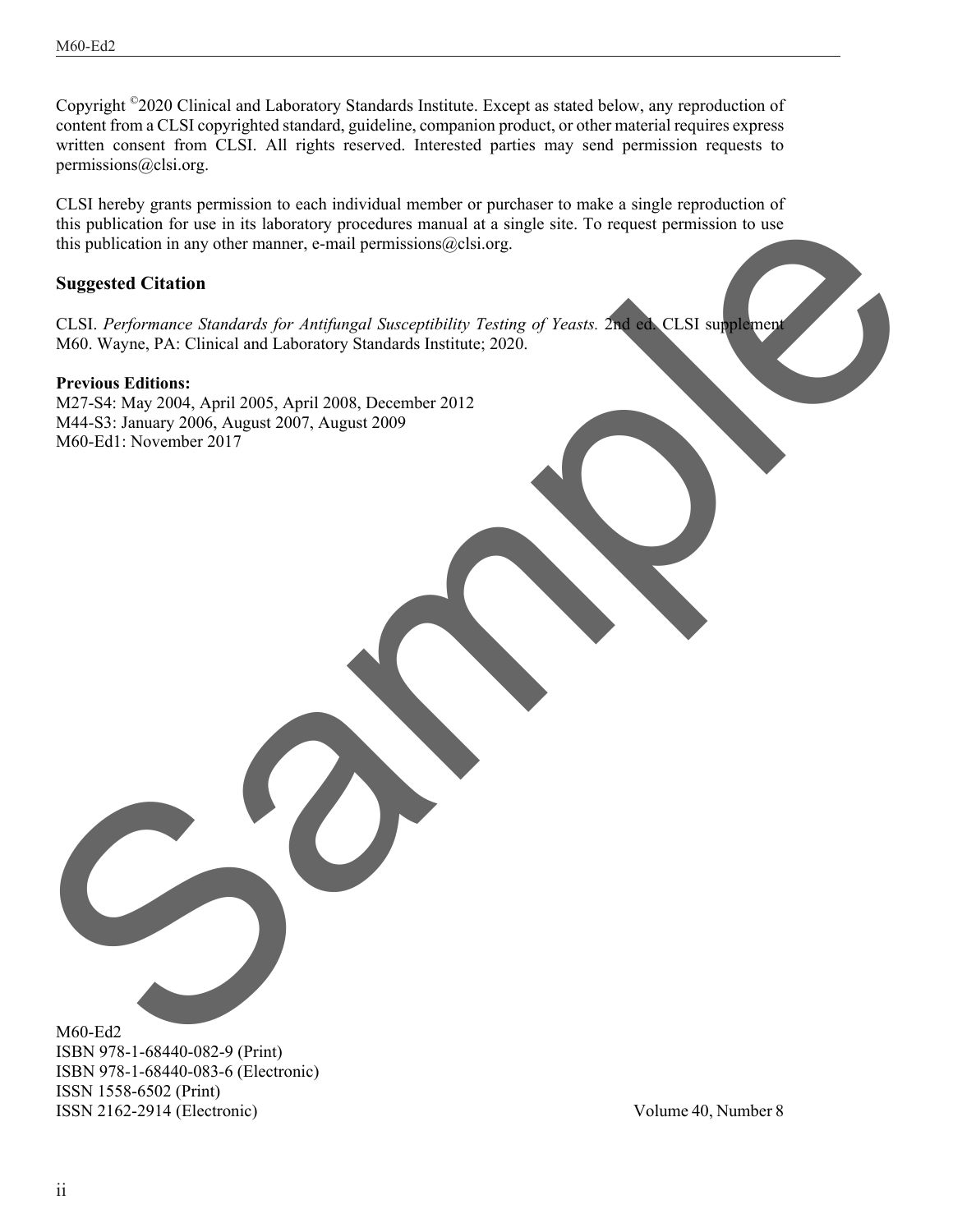Copyright ©2020 Clinical and Laboratory Standards Institute. Except as stated below, any reproduction of content from a CLSI copyrighted standard, guideline, companion product, or other material requires express written consent from CLSI. All rights reserved. Interested parties may send permission requests to permissions@clsi.org.

CLSI hereby grants permission to each individual member or purchaser to make a single reproduction of this publication for use in its laboratory procedures manual at a single site. To request permission to use this publication in any other manner, e-mail permissions@clsi.org.

## Suggested Citation

CLSI. *Performance Standards for Antifungal Susceptibility Testing of Yeasts.* 2nd ed. CLSI supplement M60. Wayne, PA: Clinical and Laboratory Standards Institute; 2020.

**Previous Editions:**
M27-S4: May 2004, April 2005, April 2008, December 2012
M44-S3: January 2006, August 2007, August 2009
M60-Ed1: November 2017

M60-Ed2
ISBN 978-1-68440-082-9 (Print)
ISBN 978-1-68440-083-6 (Electronic)
ISSN 1558-6502 (Print)
ISSN 2162-2914 (Electronic)

Volume 40, Number 8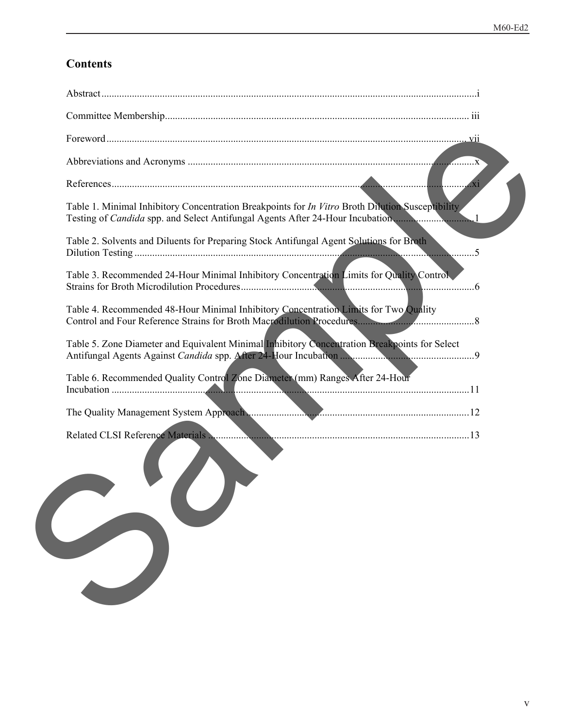## Contents

Abstract ..................................................................................................................................i

Committee Membership....................................................................................................... iii

Foreword ............................................................................................................................ vii

Abbreviations and Acronyms ................................................................................................x

References............................................................................................................................xi

Table 1. Minimal Inhibitory Concentration Breakpoints for *In Vitro* Broth Dilution Susceptibility Testing of *Candida* spp. and Select Antifungal Agents After 24-Hour Incubation ..............................1

Table 2. Solvents and Diluents for Preparing Stock Antifungal Agent Solutions for Broth Dilution Testing ....................................................................................................................5

Table 3. Recommended 24-Hour Minimal Inhibitory Concentration Limits for Quality Control Strains for Broth Microdilution Procedures............................................................................6

Table 4. Recommended 48-Hour Minimal Inhibitory Concentration Limits for Two Quality Control and Four Reference Strains for Broth Macrodilution Procedures.............................................8

Table 5. Zone Diameter and Equivalent Minimal Inhibitory Concentration Breakpoints for Select Antifungal Agents Against *Candida* spp. After 24-Hour Incubation ....................................................9

Table 6. Recommended Quality Control Zone Diameter (mm) Ranges After 24-Hour Incubation ...........................................................................................................................11

The Quality Management System Approach .......................................................................12

Related CLSI Reference Materials .....................................................................................13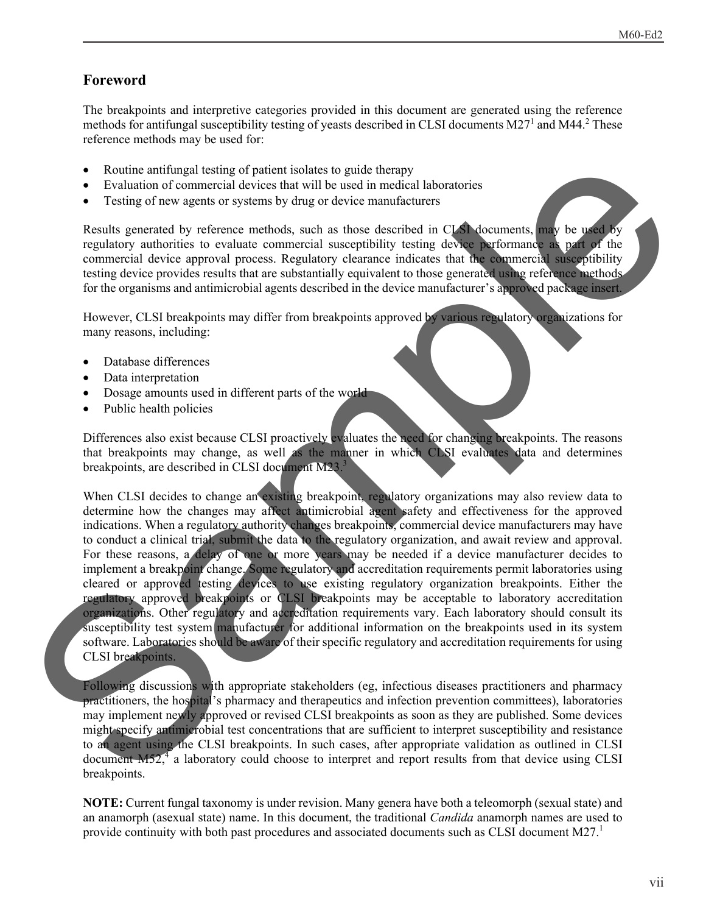## Foreword

The breakpoints and interpretive categories provided in this document are generated using the reference methods for antifungal susceptibility testing of yeasts described in CLSI documents M27[1] and M44.[2] These reference methods may be used for:

- Routine antifungal testing of patient isolates to guide therapy
- Evaluation of commercial devices that will be used in medical laboratories
- Testing of new agents or systems by drug or device manufacturers

Results generated by reference methods, such as those described in CLSI documents, may be used by regulatory authorities to evaluate commercial susceptibility testing device performance as part of the commercial device approval process. Regulatory clearance indicates that the commercial susceptibility testing device provides results that are substantially equivalent to those generated using reference methods for the organisms and antimicrobial agents described in the device manufacturer's approved package insert.

However, CLSI breakpoints may differ from breakpoints approved by various regulatory organizations for many reasons, including:

- Database differences
- Data interpretation
- Dosage amounts used in different parts of the world
- Public health policies

Differences also exist because CLSI proactively evaluates the need for changing breakpoints. The reasons that breakpoints may change, as well as the manner in which CLSI evaluates data and determines breakpoints, are described in CLSI document M23.[3]

When CLSI decides to change an existing breakpoint, regulatory organizations may also review data to determine how the changes may affect antimicrobial agent safety and effectiveness for the approved indications. When a regulatory authority changes breakpoints, commercial device manufacturers may have to conduct a clinical trial, submit the data to the regulatory organization, and await review and approval. For these reasons, a delay of one or more years may be needed if a device manufacturer decides to implement a breakpoint change. Some regulatory and accreditation requirements permit laboratories using cleared or approved testing devices to use existing regulatory organization breakpoints. Either the regulatory approved breakpoints or CLSI breakpoints may be acceptable to laboratory accreditation organizations. Other regulatory and accreditation requirements vary. Each laboratory should consult its susceptibility test system manufacturer for additional information on the breakpoints used in its system software. Laboratories should be aware of their specific regulatory and accreditation requirements for using CLSI breakpoints.

Following discussions with appropriate stakeholders (eg, infectious diseases practitioners and pharmacy practitioners, the hospital's pharmacy and therapeutics and infection prevention committees), laboratories may implement newly approved or revised CLSI breakpoints as soon as they are published. Some devices might specify antimicrobial test concentrations that are sufficient to interpret susceptibility and resistance to an agent using the CLSI breakpoints. In such cases, after appropriate validation as outlined in CLSI document M52,[4] a laboratory could choose to interpret and report results from that device using CLSI breakpoints.

**NOTE:** Current fungal taxonomy is under revision. Many genera have both a teleomorph (sexual state) and an anamorph (asexual state) name. In this document, the traditional *Candida* anamorph names are used to provide continuity with both past procedures and associated documents such as CLSI document M27.[1]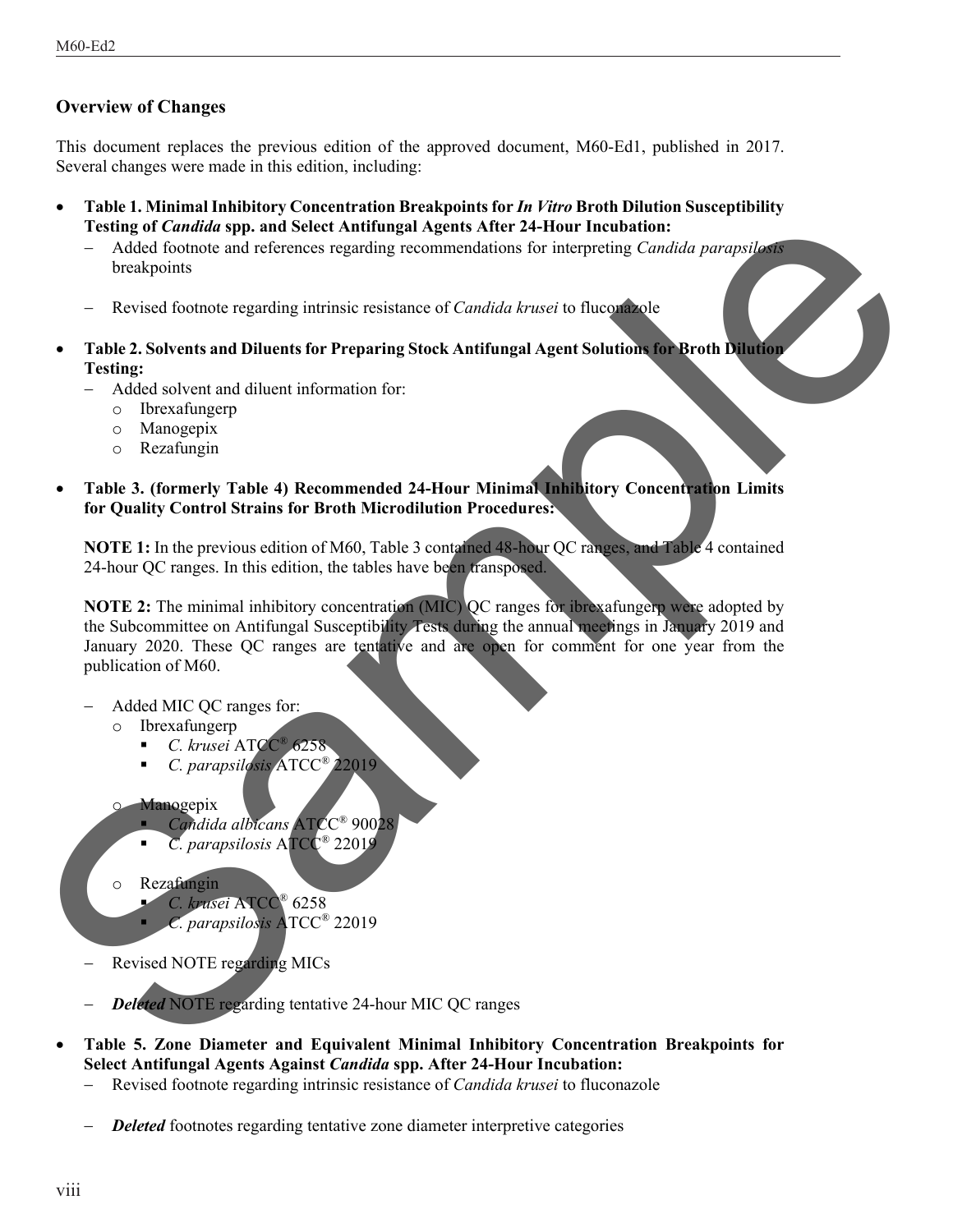## Overview of Changes

This document replaces the previous edition of the approved document, M60-Ed1, published in 2017. Several changes were made in this edition, including:

- **Table 1. Minimal Inhibitory Concentration Breakpoints for *In Vitro* Broth Dilution Susceptibility Testing of *Candida* spp. and Select Antifungal Agents After 24-Hour Incubation:**
  - Added footnote and references regarding recommendations for interpreting *Candida parapsilosis* breakpoints
  - Revised footnote regarding intrinsic resistance of *Candida krusei* to fluconazole
- **Table 2. Solvents and Diluents for Preparing Stock Antifungal Agent Solutions for Broth Dilution Testing:**
  - Added solvent and diluent information for:
    - Ibrexafungerp
    - Manogepix
    - Rezafungin
- **Table 3. (formerly Table 4) Recommended 24-Hour Minimal Inhibitory Concentration Limits for Quality Control Strains for Broth Microdilution Procedures:**

  **NOTE 1:** In the previous edition of M60, Table 3 contained 48-hour QC ranges, and Table 4 contained 24-hour QC ranges. In this edition, the tables have been transposed.

  **NOTE 2:** The minimal inhibitory concentration (MIC) QC ranges for ibrexafungerp were adopted by the Subcommittee on Antifungal Susceptibility Tests during the annual meetings in January 2019 and January 2020. These QC ranges are tentative and are open for comment for one year from the publication of M60.

  - Added MIC QC ranges for:
    - Ibrexafungerp
      - *C. krusei* ATCC® 6258
      - *C. parapsilosis* ATCC® 22019
    - Manogepix
      - *Candida albicans* ATCC® 90028
      - *C. parapsilosis* ATCC® 22019
    - Rezafungin
      - *C. krusei* ATCC® 6258
      - *C. parapsilosis* ATCC® 22019
  - Revised NOTE regarding MICs
  - ***Deleted*** NOTE regarding tentative 24-hour MIC QC ranges
- **Table 5. Zone Diameter and Equivalent Minimal Inhibitory Concentration Breakpoints for Select Antifungal Agents Against *Candida* spp. After 24-Hour Incubation:**
  - Revised footnote regarding intrinsic resistance of *Candida krusei* to fluconazole
  - ***Deleted*** footnotes regarding tentative zone diameter interpretive categories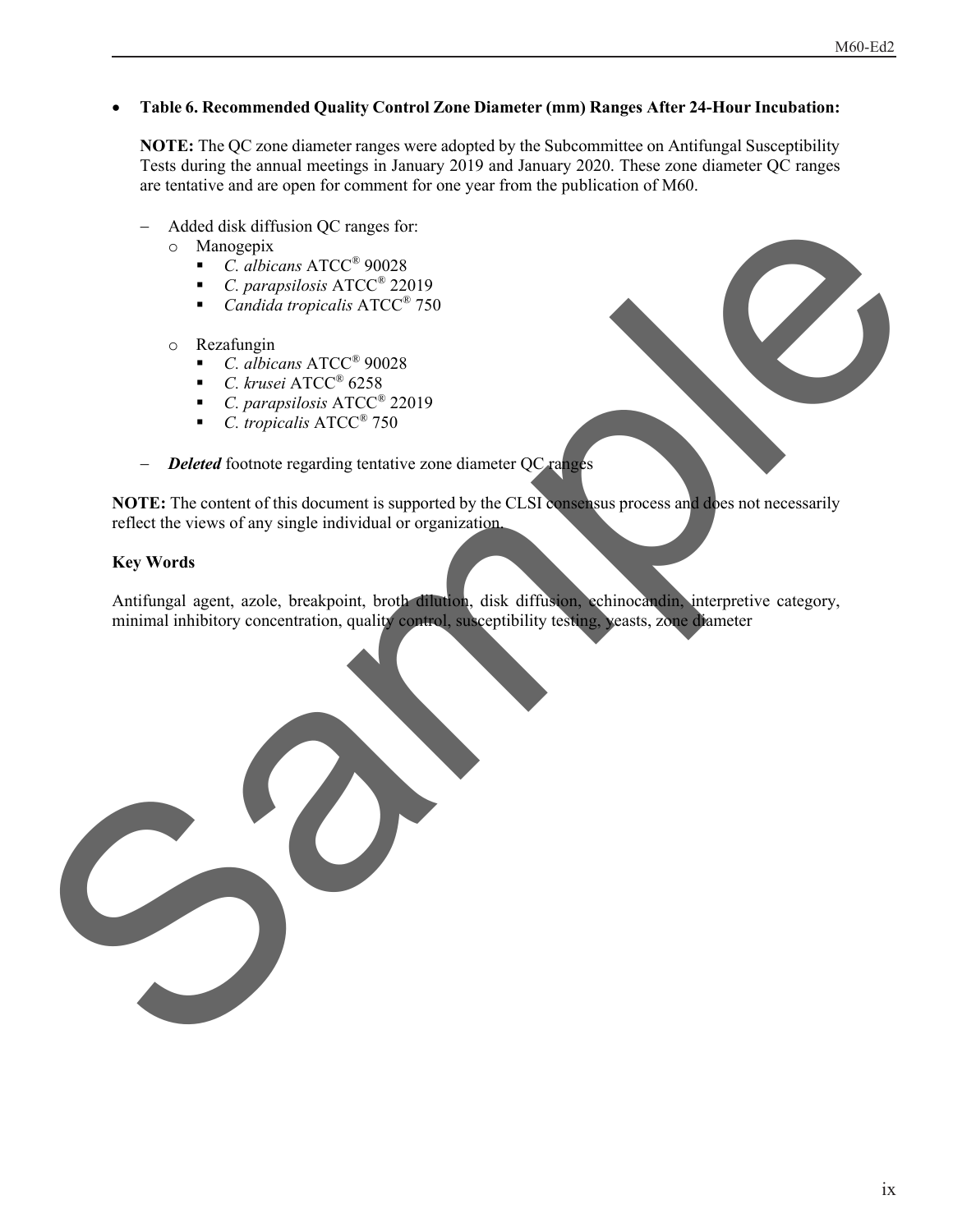- **Table 6. Recommended Quality Control Zone Diameter (mm) Ranges After 24-Hour Incubation:**

  **NOTE:** The QC zone diameter ranges were adopted by the Subcommittee on Antifungal Susceptibility Tests during the annual meetings in January 2019 and January 2020. These zone diameter QC ranges are tentative and are open for comment for one year from the publication of M60.

  - Added disk diffusion QC ranges for:
    - Manogepix
      - *C. albicans* ATCC® 90028
      - *C. parapsilosis* ATCC® 22019
      - *Candida tropicalis* ATCC® 750
    - Rezafungin
      - *C. albicans* ATCC® 90028
      - *C. krusei* ATCC® 6258
      - *C. parapsilosis* ATCC® 22019
      - *C. tropicalis* ATCC® 750
  - ***Deleted*** footnote regarding tentative zone diameter QC ranges

**NOTE:** The content of this document is supported by the CLSI consensus process and does not necessarily reflect the views of any single individual or organization.

**Key Words**

Antifungal agent, azole, breakpoint, broth dilution, disk diffusion, echinocandin, interpretive category, minimal inhibitory concentration, quality control, susceptibility testing, yeasts, zone diameter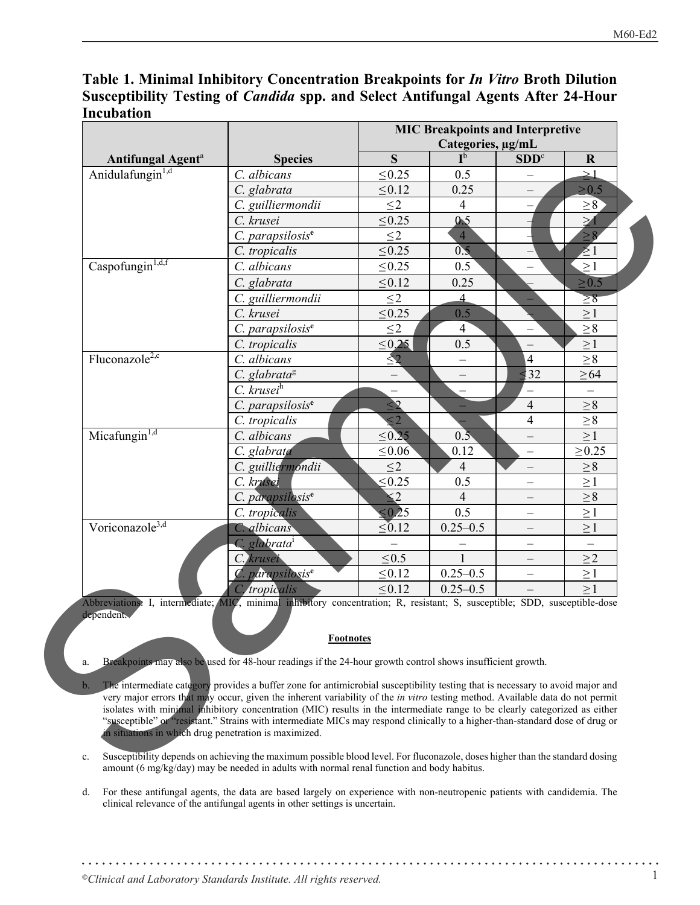## Table 1. Minimal Inhibitory Concentration Breakpoints for *In Vitro* Broth Dilution Susceptibility Testing of *Candida* spp. and Select Antifungal Agents After 24-Hour Incubation

| Antifungal Agent[a] | Species | MIC Breakpoints and Interpretive Categories, µg/mL | | | |
|---|---|---|---|---|---|
| | | S | I[b] | SDD[c] | R |
| Anidulafungin[1,d] | *C. albicans* | ≤0.25 | 0.5 | – | ≥1 |
| | *C. glabrata* | ≤0.12 | 0.25 | – | ≥0.5 |
| | *C. guilliermondii* | ≤2 | 4 | – | ≥8 |
| | *C. krusei* | ≤0.25 | 0.5 | – | ≥1 |
| | *C. parapsilosis*[e] | ≤2 | 4 | – | ≥8 |
| | *C. tropicalis* | ≤0.25 | 0.5 | – | ≥1 |
| Caspofungin[1,d,f] | *C. albicans* | ≤0.25 | 0.5 | – | ≥1 |
| | *C. glabrata* | ≤0.12 | 0.25 | – | ≥0.5 |
| | *C. guilliermondii* | ≤2 | 4 | – | ≥8 |
| | *C. krusei* | ≤0.25 | 0.5 | – | ≥1 |
| | *C. parapsilosis*[e] | ≤2 | 4 | – | ≥8 |
| | *C. tropicalis* | ≤0.25 | 0.5 | – | ≥1 |
| Fluconazole[2,c] | *C. albicans* | ≤2 | – | 4 | ≥8 |
| | *C. glabrata*[g] | – | – | ≤32 | ≥64 |
| | *C. krusei*[h] | – | – | – | – |
| | *C. parapsilosis*[e] | ≤2 | – | 4 | ≥8 |
| | *C. tropicalis* | ≤2 | – | 4 | ≥8 |
| Micafungin[1,d] | *C. albicans* | ≤0.25 | 0.5 | – | ≥1 |
| | *C. glabrata* | ≤0.06 | 0.12 | – | ≥0.25 |
| | *C. guilliermondii* | ≤2 | 4 | – | ≥8 |
| | *C. krusei* | ≤0.25 | 0.5 | – | ≥1 |
| | *C. parapsilosis*[e] | ≤2 | 4 | – | ≥8 |
| | *C. tropicalis* | ≤0.25 | 0.5 | – | ≥1 |
| Voriconazole[3,d] | *C. albicans* | ≤0.12 | 0.25–0.5 | – | ≥1 |
| | *C. glabrata*[i] | – | – | – | – |
| | *C. krusei* | ≤0.5 | 1 | – | ≥2 |
| | *C. parapsilosis*[e] | ≤0.12 | 0.25–0.5 | – | ≥1 |
| | *C. tropicalis* | ≤0.12 | 0.25–0.5 | – | ≥1 |

Abbreviations: I, intermediate; MIC, minimal inhibitory concentration; R, resistant; S, susceptible; SDD, susceptible-dose dependent.

**Footnotes**

a. Breakpoints may also be used for 48-hour readings if the 24-hour growth control shows insufficient growth.

b. The intermediate category provides a buffer zone for antimicrobial susceptibility testing that is necessary to avoid major and very major errors that may occur, given the inherent variability of the *in vitro* testing method. Available data do not permit isolates with minimal inhibitory concentration (MIC) results in the intermediate range to be clearly categorized as either "susceptible" or "resistant." Strains with intermediate MICs may respond clinically to a higher-than-standard dose of drug or in situations in which drug penetration is maximized.

c. Susceptibility depends on achieving the maximum possible blood level. For fluconazole, doses higher than the standard dosing amount (6 mg/kg/day) may be needed in adults with normal renal function and body habitus.

d. For these antifungal agents, the data are based largely on experience with non-neutropenic patients with candidemia. The clinical relevance of the antifungal agents in other settings is uncertain.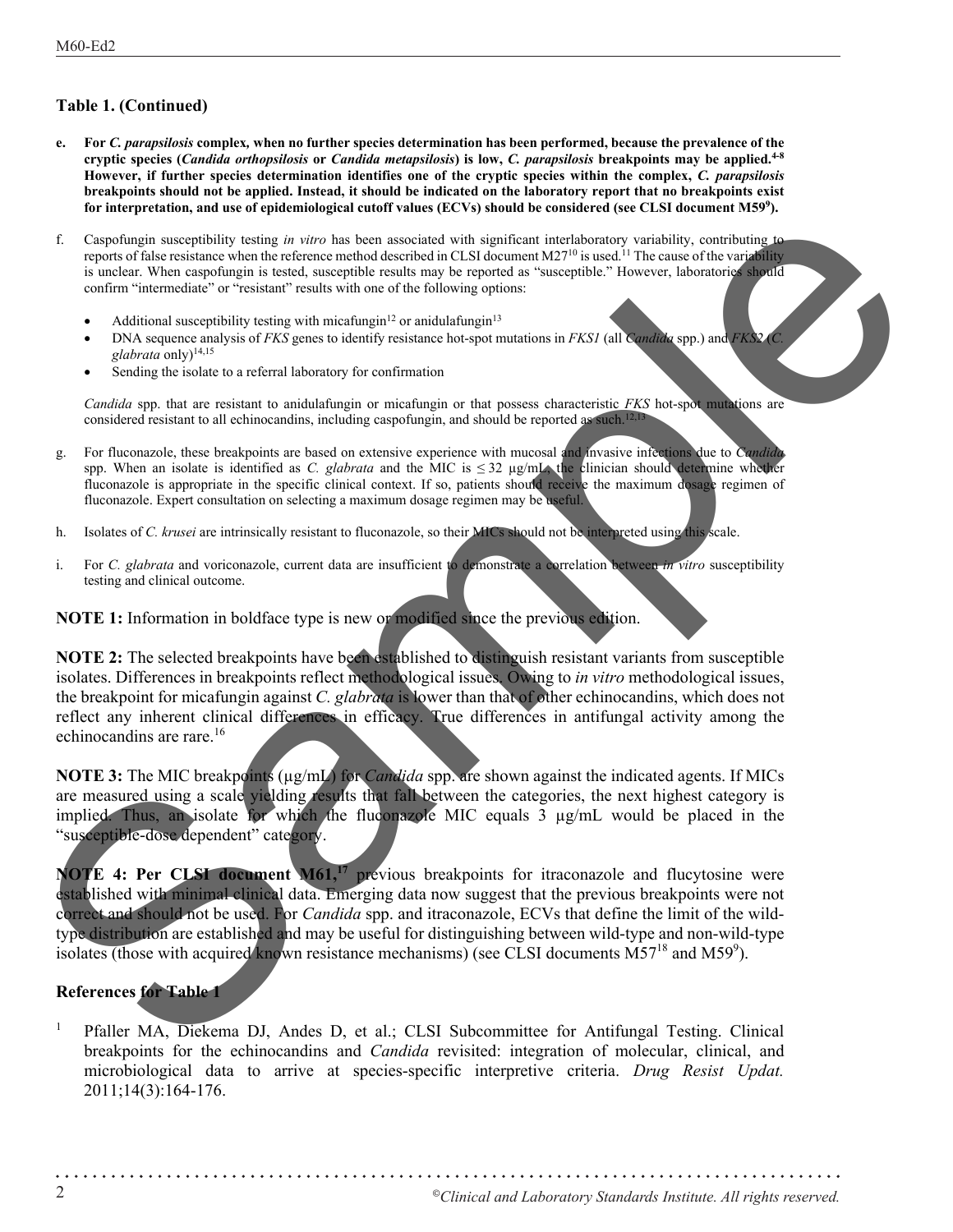### Table 1. (Continued)

e. **For *C. parapsilosis* complex, when no further species determination has been performed, because the prevalence of the cryptic species (*Candida orthopsilosis* or *Candida metapsilosis*) is low, *C. parapsilosis* breakpoints may be applied.[4-8] However, if further species determination identifies one of the cryptic species within the complex, *C. parapsilosis* breakpoints should not be applied. Instead, it should be indicated on the laboratory report that no breakpoints exist for interpretation, and use of epidemiological cutoff values (ECVs) should be considered (see CLSI document M59[9]).**

f. Caspofungin susceptibility testing *in vitro* has been associated with significant interlaboratory variability, contributing to reports of false resistance when the reference method described in CLSI document M27[10] is used.[11] The cause of the variability is unclear. When caspofungin is tested, susceptible results may be reported as "susceptible." However, laboratories should confirm "intermediate" or "resistant" results with one of the following options:

- Additional susceptibility testing with micafungin[12] or anidulafungin[13]
- DNA sequence analysis of *FKS* genes to identify resistance hot-spot mutations in *FKS1* (all *Candida* spp.) and *FKS2* (*C. glabrata* only)[14,15]
- Sending the isolate to a referral laboratory for confirmation

*Candida* spp. that are resistant to anidulafungin or micafungin or that possess characteristic *FKS* hot-spot mutations are considered resistant to all echinocandins, including caspofungin, and should be reported as such.[12,13]

g. For fluconazole, these breakpoints are based on extensive experience with mucosal and invasive infections due to *Candida* spp. When an isolate is identified as *C. glabrata* and the MIC is ≤ 32 µg/mL, the clinician should determine whether fluconazole is appropriate in the specific clinical context. If so, patients should receive the maximum dosage regimen of fluconazole. Expert consultation on selecting a maximum dosage regimen may be useful.

h. Isolates of *C. krusei* are intrinsically resistant to fluconazole, so their MICs should not be interpreted using this scale.

i. For *C. glabrata* and voriconazole, current data are insufficient to demonstrate a correlation between *in vitro* susceptibility testing and clinical outcome.

**NOTE 1:** Information in boldface type is new or modified since the previous edition.

**NOTE 2:** The selected breakpoints have been established to distinguish resistant variants from susceptible isolates. Differences in breakpoints reflect methodological issues. Owing to *in vitro* methodological issues, the breakpoint for micafungin against *C. glabrata* is lower than that of other echinocandins, which does not reflect any inherent clinical differences in efficacy. True differences in antifungal activity among the echinocandins are rare.[16]

**NOTE 3:** The MIC breakpoints (µg/mL) for *Candida* spp. are shown against the indicated agents. If MICs are measured using a scale yielding results that fall between the categories, the next highest category is implied. Thus, an isolate for which the fluconazole MIC equals 3 µg/mL would be placed in the "susceptible-dose dependent" category.

**NOTE 4: Per CLSI document M61,[17]** previous breakpoints for itraconazole and flucytosine were established with minimal clinical data. Emerging data now suggest that the previous breakpoints were not correct and should not be used. For *Candida* spp. and itraconazole, ECVs that define the limit of the wild-type distribution are established and may be useful for distinguishing between wild-type and non-wild-type isolates (those with acquired known resistance mechanisms) (see CLSI documents M57[18] and M59[9]).

### References for Table 1

[1] Pfaller MA, Diekema DJ, Andes D, et al.; CLSI Subcommittee for Antifungal Testing. Clinical breakpoints for the echinocandins and *Candida* revisited: integration of molecular, clinical, and microbiological data to arrive at species-specific interpretive criteria. *Drug Resist Updat.* 2011;14(3):164-176.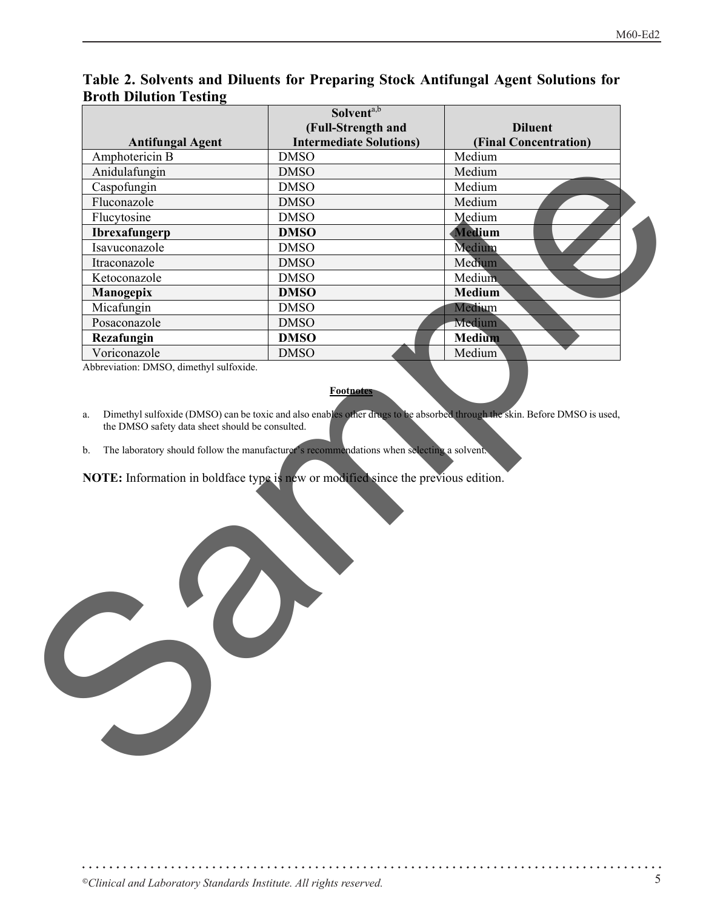**Table 2. Solvents and Diluents for Preparing Stock Antifungal Agent Solutions for Broth Dilution Testing**

| Antifungal Agent | Solvent[a,b] (Full-Strength and Intermediate Solutions) | Diluent (Final Concentration) |
|---|---|---|
| Amphotericin B | DMSO | Medium |
| Anidulafungin | DMSO | Medium |
| Caspofungin | DMSO | Medium |
| Fluconazole | DMSO | Medium |
| Flucytosine | DMSO | Medium |
| **Ibrexafungerp** | **DMSO** | **Medium** |
| Isavuconazole | DMSO | Medium |
| Itraconazole | DMSO | Medium |
| Ketoconazole | DMSO | Medium |
| **Manogepix** | **DMSO** | **Medium** |
| Micafungin | DMSO | Medium |
| Posaconazole | DMSO | Medium |
| **Rezafungin** | **DMSO** | **Medium** |
| Voriconazole | DMSO | Medium |

Abbreviation: DMSO, dimethyl sulfoxide.

**Footnotes**

a. Dimethyl sulfoxide (DMSO) can be toxic and also enables other drugs to be absorbed through the skin. Before DMSO is used, the DMSO safety data sheet should be consulted.

b. The laboratory should follow the manufacturer's recommendations when selecting a solvent.

**NOTE:** Information in boldface type is new or modified since the previous edition.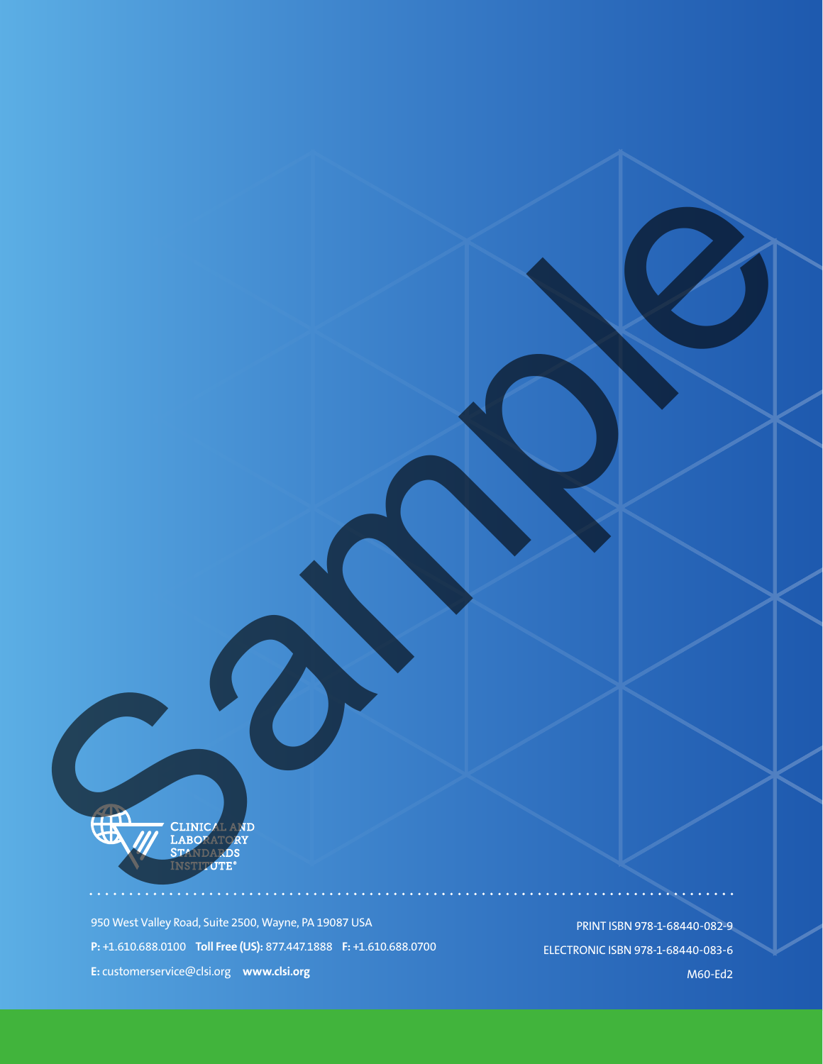Sample

CLINICAL AND
LABORATORY
STANDARDS
INSTITUTE®

950 West Valley Road, Suite 2500, Wayne, PA 19087 USA

**P:** +1.610.688.0100 **Toll Free (US):** 877.447.1888 **F:** +1.610.688.0700

**E:** customerservice@clsi.org **www.clsi.org**

PRINT ISBN 978-1-68440-082-9

ELECTRONIC ISBN 978-1-68440-083-6

M60-Ed2